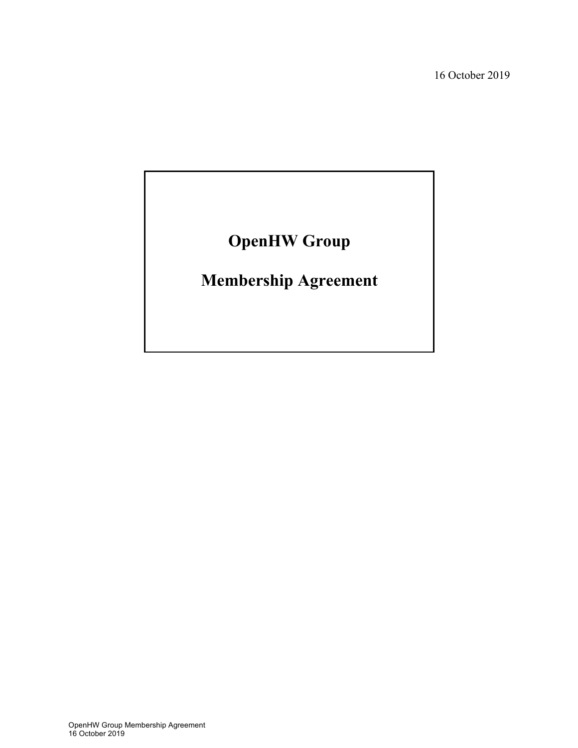16 October 2019

# OpenHW Group

# Membership Agreement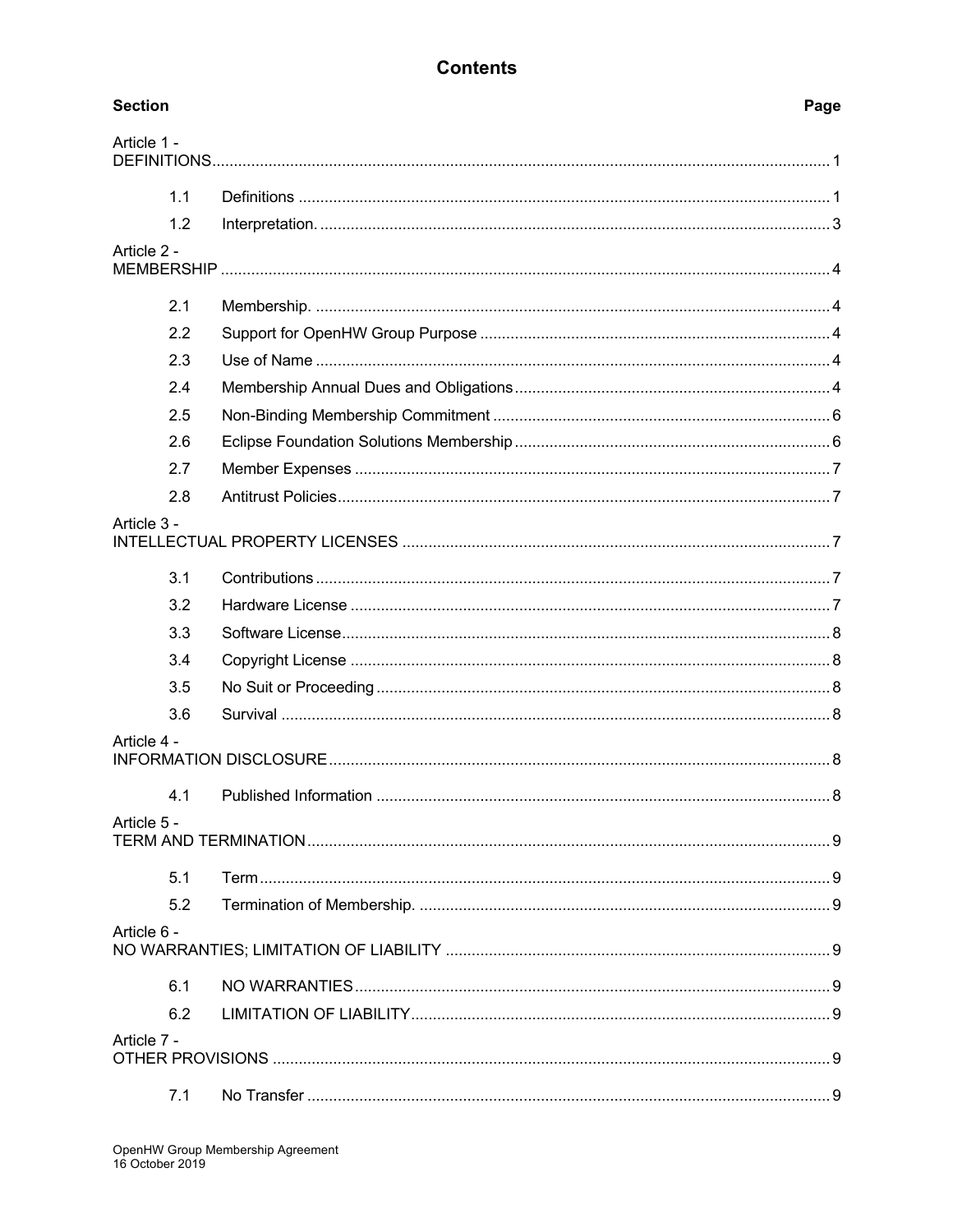# Contents

| Section | | Page |
|---|---|---|
| Article 1 - DEFINITIONS | | 1 |
| 1.1 | Definitions | 1 |
| 1.2 | Interpretation. | 3 |
| Article 2 - MEMBERSHIP | | 4 |
| 2.1 | Membership. | 4 |
| 2.2 | Support for OpenHW Group Purpose | 4 |
| 2.3 | Use of Name | 4 |
| 2.4 | Membership Annual Dues and Obligations | 4 |
| 2.5 | Non-Binding Membership Commitment | 6 |
| 2.6 | Eclipse Foundation Solutions Membership | 6 |
| 2.7 | Member Expenses | 7 |
| 2.8 | Antitrust Policies | 7 |
| Article 3 - INTELLECTUAL PROPERTY LICENSES | | 7 |
| 3.1 | Contributions | 7 |
| 3.2 | Hardware License | 7 |
| 3.3 | Software License | 8 |
| 3.4 | Copyright License | 8 |
| 3.5 | No Suit or Proceeding | 8 |
| 3.6 | Survival | 8 |
| Article 4 - INFORMATION DISCLOSURE | | 8 |
| 4.1 | Published Information | 8 |
| Article 5 - TERM AND TERMINATION | | 9 |
| 5.1 | Term | 9 |
| 5.2 | Termination of Membership. | 9 |
| Article 6 - NO WARRANTIES; LIMITATION OF LIABILITY | | 9 |
| 6.1 | NO WARRANTIES | 9 |
| 6.2 | LIMITATION OF LIABILITY | 9 |
| Article 7 - OTHER PROVISIONS | | 9 |
| 7.1 | No Transfer | 9 |

OpenHW Group Membership Agreement
16 October 2019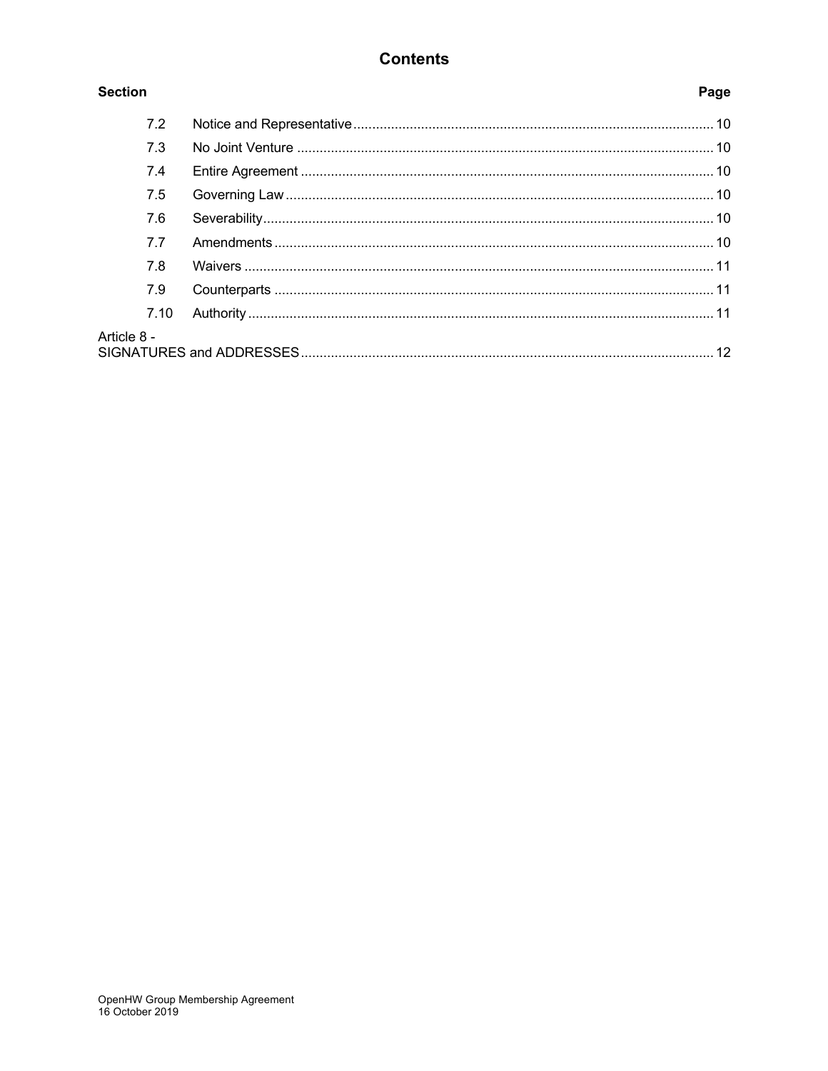## Contents

| Section | | Page |
|---|---|---|
| 7.2 | Notice and Representative | 10 |
| 7.3 | No Joint Venture | 10 |
| 7.4 | Entire Agreement | 10 |
| 7.5 | Governing Law | 10 |
| 7.6 | Severability | 10 |
| 7.7 | Amendments | 10 |
| 7.8 | Waivers | 11 |
| 7.9 | Counterparts | 11 |
| 7.10 | Authority | 11 |
| Article 8 - SIGNATURES and ADDRESSES | | 12 |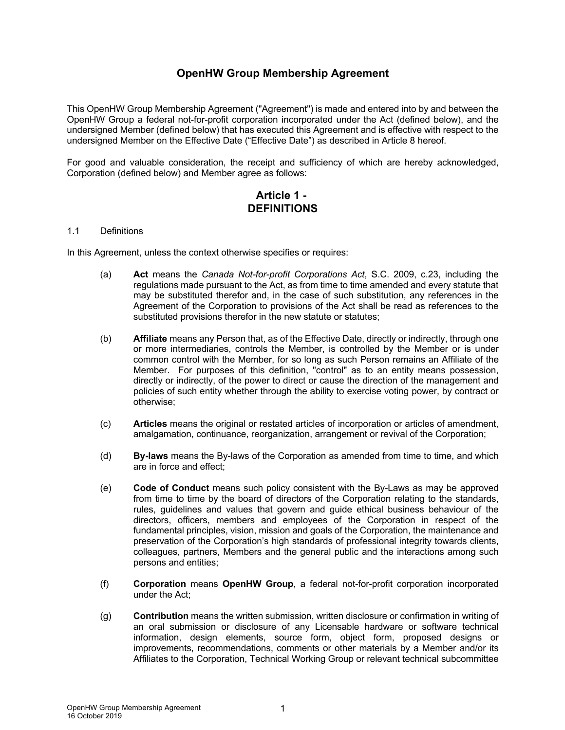# OpenHW Group Membership Agreement

This OpenHW Group Membership Agreement ("Agreement") is made and entered into by and between the OpenHW Group a federal not-for-profit corporation incorporated under the Act (defined below), and the undersigned Member (defined below) that has executed this Agreement and is effective with respect to the undersigned Member on the Effective Date ("Effective Date") as described in Article 8 hereof.

For good and valuable consideration, the receipt and sufficiency of which are hereby acknowledged, Corporation (defined below) and Member agree as follows:

## Article 1 - DEFINITIONS

1.1 Definitions

In this Agreement, unless the context otherwise specifies or requires:

(a) **Act** means the *Canada Not-for-profit Corporations Act*, S.C. 2009, c.23, including the regulations made pursuant to the Act, as from time to time amended and every statute that may be substituted therefor and, in the case of such substitution, any references in the Agreement of the Corporation to provisions of the Act shall be read as references to the substituted provisions therefor in the new statute or statutes;

(b) **Affiliate** means any Person that, as of the Effective Date, directly or indirectly, through one or more intermediaries, controls the Member, is controlled by the Member or is under common control with the Member, for so long as such Person remains an Affiliate of the Member. For purposes of this definition, "control" as to an entity means possession, directly or indirectly, of the power to direct or cause the direction of the management and policies of such entity whether through the ability to exercise voting power, by contract or otherwise;

(c) **Articles** means the original or restated articles of incorporation or articles of amendment, amalgamation, continuance, reorganization, arrangement or revival of the Corporation;

(d) **By-laws** means the By-laws of the Corporation as amended from time to time, and which are in force and effect;

(e) **Code of Conduct** means such policy consistent with the By-Laws as may be approved from time to time by the board of directors of the Corporation relating to the standards, rules, guidelines and values that govern and guide ethical business behaviour of the directors, officers, members and employees of the Corporation in respect of the fundamental principles, vision, mission and goals of the Corporation, the maintenance and preservation of the Corporation's high standards of professional integrity towards clients, colleagues, partners, Members and the general public and the interactions among such persons and entities;

(f) **Corporation** means **OpenHW Group**, a federal not-for-profit corporation incorporated under the Act;

(g) **Contribution** means the written submission, written disclosure or confirmation in writing of an oral submission or disclosure of any Licensable hardware or software technical information, design elements, source form, object form, proposed designs or improvements, recommendations, comments or other materials by a Member and/or its Affiliates to the Corporation, Technical Working Group or relevant technical subcommittee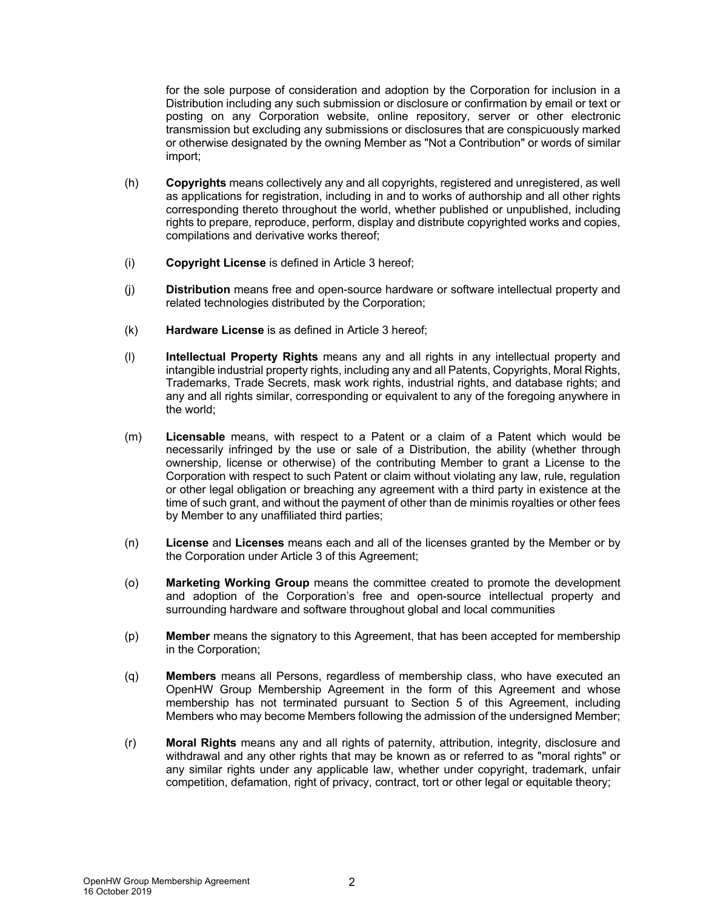for the sole purpose of consideration and adoption by the Corporation for inclusion in a Distribution including any such submission or disclosure or confirmation by email or text or posting on any Corporation website, online repository, server or other electronic transmission but excluding any submissions or disclosures that are conspicuously marked or otherwise designated by the owning Member as "Not a Contribution" or words of similar import;

(h) **Copyrights** means collectively any and all copyrights, registered and unregistered, as well as applications for registration, including in and to works of authorship and all other rights corresponding thereto throughout the world, whether published or unpublished, including rights to prepare, reproduce, perform, display and distribute copyrighted works and copies, compilations and derivative works thereof;

(i) **Copyright License** is defined in Article 3 hereof;

(j) **Distribution** means free and open-source hardware or software intellectual property and related technologies distributed by the Corporation;

(k) **Hardware License** is as defined in Article 3 hereof;

(l) **Intellectual Property Rights** means any and all rights in any intellectual property and intangible industrial property rights, including any and all Patents, Copyrights, Moral Rights, Trademarks, Trade Secrets, mask work rights, industrial rights, and database rights; and any and all rights similar, corresponding or equivalent to any of the foregoing anywhere in the world;

(m) **Licensable** means, with respect to a Patent or a claim of a Patent which would be necessarily infringed by the use or sale of a Distribution, the ability (whether through ownership, license or otherwise) of the contributing Member to grant a License to the Corporation with respect to such Patent or claim without violating any law, rule, regulation or other legal obligation or breaching any agreement with a third party in existence at the time of such grant, and without the payment of other than de minimis royalties or other fees by Member to any unaffiliated third parties;

(n) **License** and **Licenses** means each and all of the licenses granted by the Member or by the Corporation under Article 3 of this Agreement;

(o) **Marketing Working Group** means the committee created to promote the development and adoption of the Corporation's free and open-source intellectual property and surrounding hardware and software throughout global and local communities

(p) **Member** means the signatory to this Agreement, that has been accepted for membership in the Corporation;

(q) **Members** means all Persons, regardless of membership class, who have executed an OpenHW Group Membership Agreement in the form of this Agreement and whose membership has not terminated pursuant to Section 5 of this Agreement, including Members who may become Members following the admission of the undersigned Member;

(r) **Moral Rights** means any and all rights of paternity, attribution, integrity, disclosure and withdrawal and any other rights that may be known as or referred to as "moral rights" or any similar rights under any applicable law, whether under copyright, trademark, unfair competition, defamation, right of privacy, contract, tort or other legal or equitable theory;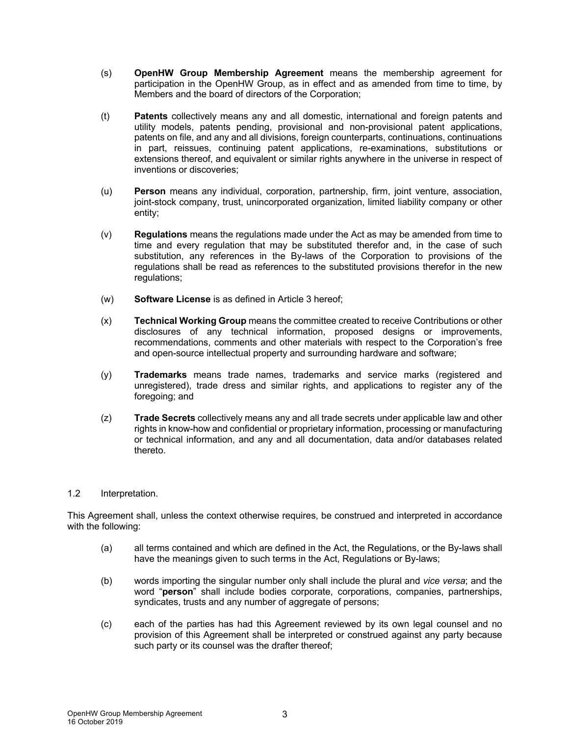(s) **OpenHW Group Membership Agreement** means the membership agreement for participation in the OpenHW Group, as in effect and as amended from time to time, by Members and the board of directors of the Corporation;

(t) **Patents** collectively means any and all domestic, international and foreign patents and utility models, patents pending, provisional and non-provisional patent applications, patents on file, and any and all divisions, foreign counterparts, continuations, continuations in part, reissues, continuing patent applications, re-examinations, substitutions or extensions thereof, and equivalent or similar rights anywhere in the universe in respect of inventions or discoveries;

(u) **Person** means any individual, corporation, partnership, firm, joint venture, association, joint-stock company, trust, unincorporated organization, limited liability company or other entity;

(v) **Regulations** means the regulations made under the Act as may be amended from time to time and every regulation that may be substituted therefor and, in the case of such substitution, any references in the By-laws of the Corporation to provisions of the regulations shall be read as references to the substituted provisions therefor in the new regulations;

(w) **Software License** is as defined in Article 3 hereof;

(x) **Technical Working Group** means the committee created to receive Contributions or other disclosures of any technical information, proposed designs or improvements, recommendations, comments and other materials with respect to the Corporation's free and open-source intellectual property and surrounding hardware and software;

(y) **Trademarks** means trade names, trademarks and service marks (registered and unregistered), trade dress and similar rights, and applications to register any of the foregoing; and

(z) **Trade Secrets** collectively means any and all trade secrets under applicable law and other rights in know-how and confidential or proprietary information, processing or manufacturing or technical information, and any and all documentation, data and/or databases related thereto.

1.2 Interpretation.

This Agreement shall, unless the context otherwise requires, be construed and interpreted in accordance with the following:

(a) all terms contained and which are defined in the Act, the Regulations, or the By-laws shall have the meanings given to such terms in the Act, Regulations or By-laws;

(b) words importing the singular number only shall include the plural and *vice versa*; and the word "**person**" shall include bodies corporate, corporations, companies, partnerships, syndicates, trusts and any number of aggregate of persons;

(c) each of the parties has had this Agreement reviewed by its own legal counsel and no provision of this Agreement shall be interpreted or construed against any party because such party or its counsel was the drafter thereof;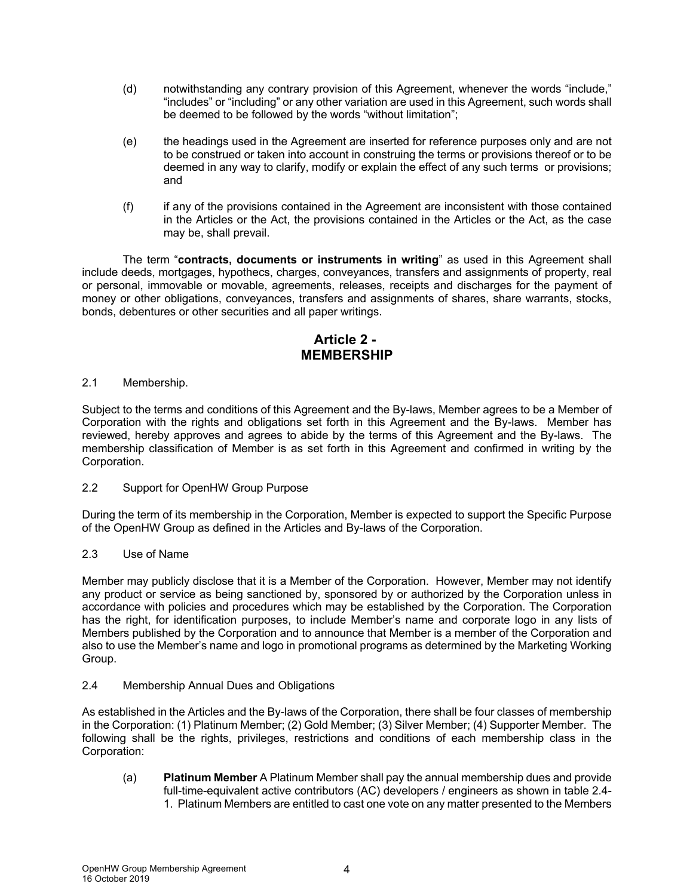(d) notwithstanding any contrary provision of this Agreement, whenever the words "include," "includes" or "including" or any other variation are used in this Agreement, such words shall be deemed to be followed by the words "without limitation";

(e) the headings used in the Agreement are inserted for reference purposes only and are not to be construed or taken into account in construing the terms or provisions thereof or to be deemed in any way to clarify, modify or explain the effect of any such terms or provisions; and

(f) if any of the provisions contained in the Agreement are inconsistent with those contained in the Articles or the Act, the provisions contained in the Articles or the Act, as the case may be, shall prevail.

The term "**contracts, documents or instruments in writing**" as used in this Agreement shall include deeds, mortgages, hypothecs, charges, conveyances, transfers and assignments of property, real or personal, immovable or movable, agreements, releases, receipts and discharges for the payment of money or other obligations, conveyances, transfers and assignments of shares, share warrants, stocks, bonds, debentures or other securities and all paper writings.

## Article 2 - MEMBERSHIP

2.1 Membership.

Subject to the terms and conditions of this Agreement and the By-laws, Member agrees to be a Member of Corporation with the rights and obligations set forth in this Agreement and the By-laws. Member has reviewed, hereby approves and agrees to abide by the terms of this Agreement and the By-laws. The membership classification of Member is as set forth in this Agreement and confirmed in writing by the Corporation.

2.2 Support for OpenHW Group Purpose

During the term of its membership in the Corporation, Member is expected to support the Specific Purpose of the OpenHW Group as defined in the Articles and By-laws of the Corporation.

2.3 Use of Name

Member may publicly disclose that it is a Member of the Corporation. However, Member may not identify any product or service as being sanctioned by, sponsored by or authorized by the Corporation unless in accordance with policies and procedures which may be established by the Corporation. The Corporation has the right, for identification purposes, to include Member's name and corporate logo in any lists of Members published by the Corporation and to announce that Member is a member of the Corporation and also to use the Member's name and logo in promotional programs as determined by the Marketing Working Group.

2.4 Membership Annual Dues and Obligations

As established in the Articles and the By-laws of the Corporation, there shall be four classes of membership in the Corporation: (1) Platinum Member; (2) Gold Member; (3) Silver Member; (4) Supporter Member. The following shall be the rights, privileges, restrictions and conditions of each membership class in the Corporation:

(a) **Platinum Member** A Platinum Member shall pay the annual membership dues and provide full-time-equivalent active contributors (AC) developers / engineers as shown in table 2.4-1. Platinum Members are entitled to cast one vote on any matter presented to the Members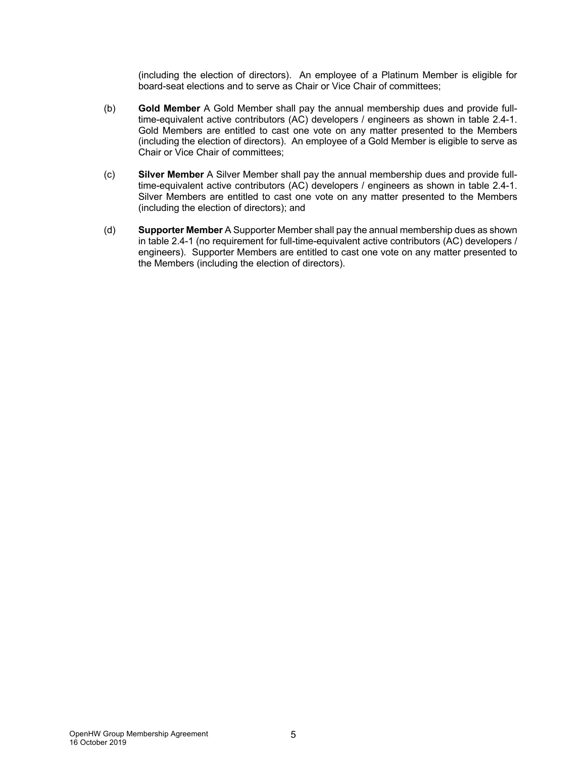(including the election of directors). An employee of a Platinum Member is eligible for board-seat elections and to serve as Chair or Vice Chair of committees;

(b) **Gold Member** A Gold Member shall pay the annual membership dues and provide full-time-equivalent active contributors (AC) developers / engineers as shown in table 2.4-1. Gold Members are entitled to cast one vote on any matter presented to the Members (including the election of directors). An employee of a Gold Member is eligible to serve as Chair or Vice Chair of committees;

(c) **Silver Member** A Silver Member shall pay the annual membership dues and provide full-time-equivalent active contributors (AC) developers / engineers as shown in table 2.4-1. Silver Members are entitled to cast one vote on any matter presented to the Members (including the election of directors); and

(d) **Supporter Member** A Supporter Member shall pay the annual membership dues as shown in table 2.4-1 (no requirement for full-time-equivalent active contributors (AC) developers / engineers). Supporter Members are entitled to cast one vote on any matter presented to the Members (including the election of directors).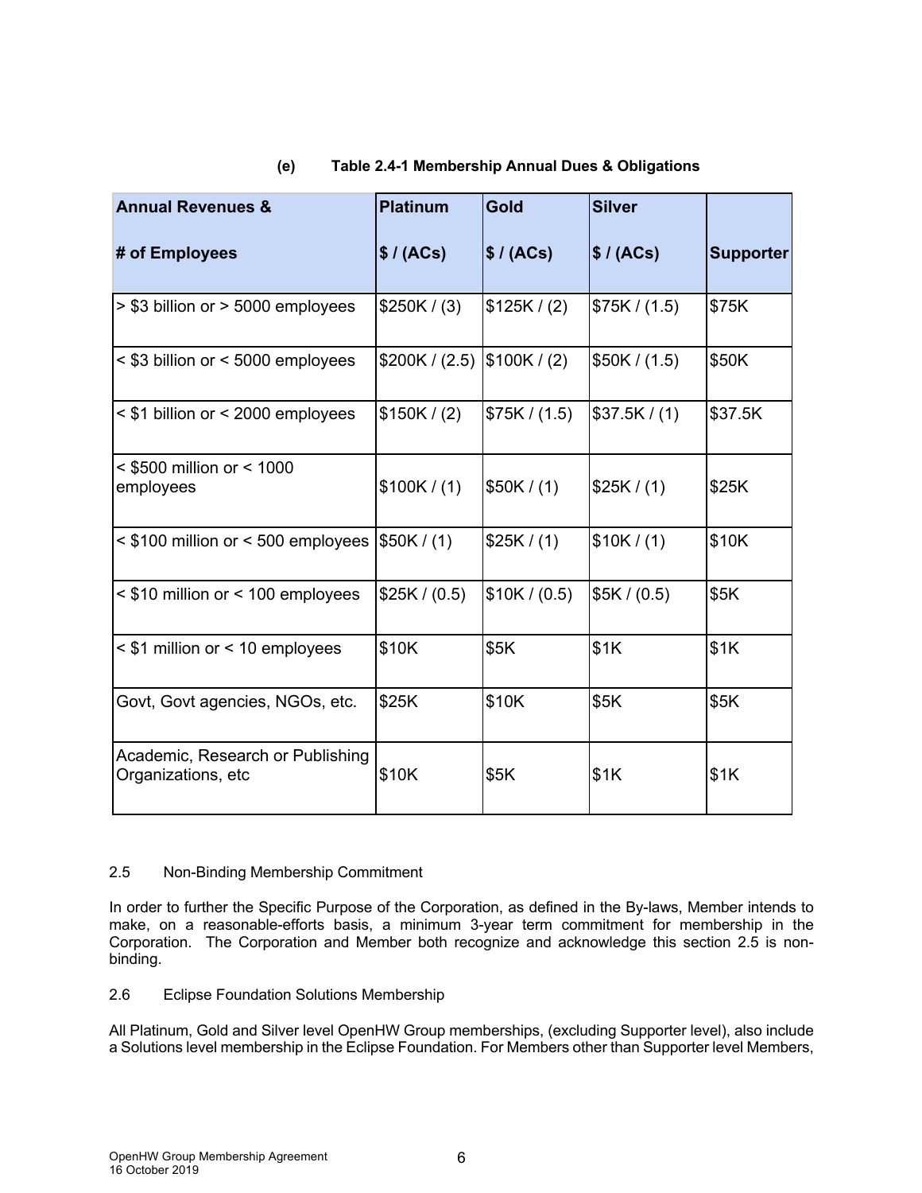**(e) Table 2.4-1 Membership Annual Dues & Obligations**

| Annual Revenues & # of Employees | Platinum $ / (ACs) | Gold $ / (ACs) | Silver $ / (ACs) | Supporter |
|---|---|---|---|---|
| > $3 billion or > 5000 employees | $250K / (3) | $125K / (2) | $75K / (1.5) | $75K |
| < $3 billion or < 5000 employees | $200K / (2.5) | $100K / (2) | $50K / (1.5) | $50K |
| < $1 billion or < 2000 employees | $150K / (2) | $75K / (1.5) | $37.5K / (1) | $37.5K |
| < $500 million or < 1000 employees | $100K / (1) | $50K / (1) | $25K / (1) | $25K |
| < $100 million or < 500 employees | $50K / (1) | $25K / (1) | $10K / (1) | $10K |
| < $10 million or < 100 employees | $25K / (0.5) | $10K / (0.5) | $5K / (0.5) | $5K |
| < $1 million or < 10 employees | $10K | $5K | $1K | $1K |
| Govt, Govt agencies, NGOs, etc. | $25K | $10K | $5K | $5K |
| Academic, Research or Publishing Organizations, etc | $10K | $5K | $1K | $1K |

2.5 Non-Binding Membership Commitment

In order to further the Specific Purpose of the Corporation, as defined in the By-laws, Member intends to make, on a reasonable-efforts basis, a minimum 3-year term commitment for membership in the Corporation. The Corporation and Member both recognize and acknowledge this section 2.5 is non-binding.

2.6 Eclipse Foundation Solutions Membership

All Platinum, Gold and Silver level OpenHW Group memberships, (excluding Supporter level), also include a Solutions level membership in the Eclipse Foundation. For Members other than Supporter level Members,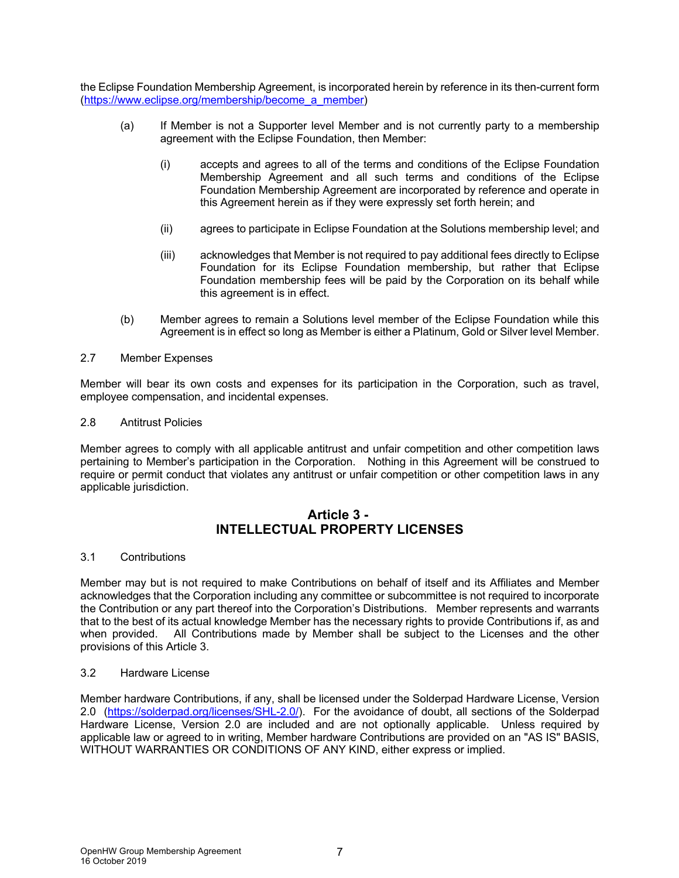the Eclipse Foundation Membership Agreement, is incorporated herein by reference in its then-current form (https://www.eclipse.org/membership/become_a_member)

(a) If Member is not a Supporter level Member and is not currently party to a membership agreement with the Eclipse Foundation, then Member:

(i) accepts and agrees to all of the terms and conditions of the Eclipse Foundation Membership Agreement and all such terms and conditions of the Eclipse Foundation Membership Agreement are incorporated by reference and operate in this Agreement herein as if they were expressly set forth herein; and

(ii) agrees to participate in Eclipse Foundation at the Solutions membership level; and

(iii) acknowledges that Member is not required to pay additional fees directly to Eclipse Foundation for its Eclipse Foundation membership, but rather that Eclipse Foundation membership fees will be paid by the Corporation on its behalf while this agreement is in effect.

(b) Member agrees to remain a Solutions level member of the Eclipse Foundation while this Agreement is in effect so long as Member is either a Platinum, Gold or Silver level Member.

2.7 Member Expenses

Member will bear its own costs and expenses for its participation in the Corporation, such as travel, employee compensation, and incidental expenses.

2.8 Antitrust Policies

Member agrees to comply with all applicable antitrust and unfair competition and other competition laws pertaining to Member's participation in the Corporation. Nothing in this Agreement will be construed to require or permit conduct that violates any antitrust or unfair competition or other competition laws in any applicable jurisdiction.

## Article 3 - INTELLECTUAL PROPERTY LICENSES

3.1 Contributions

Member may but is not required to make Contributions on behalf of itself and its Affiliates and Member acknowledges that the Corporation including any committee or subcommittee is not required to incorporate the Contribution or any part thereof into the Corporation's Distributions. Member represents and warrants that to the best of its actual knowledge Member has the necessary rights to provide Contributions if, as and when provided. All Contributions made by Member shall be subject to the Licenses and the other provisions of this Article 3.

3.2 Hardware License

Member hardware Contributions, if any, shall be licensed under the Solderpad Hardware License, Version 2.0 (https://solderpad.org/licenses/SHL-2.0/). For the avoidance of doubt, all sections of the Solderpad Hardware License, Version 2.0 are included and are not optionally applicable. Unless required by applicable law or agreed to in writing, Member hardware Contributions are provided on an "AS IS" BASIS, WITHOUT WARRANTIES OR CONDITIONS OF ANY KIND, either express or implied.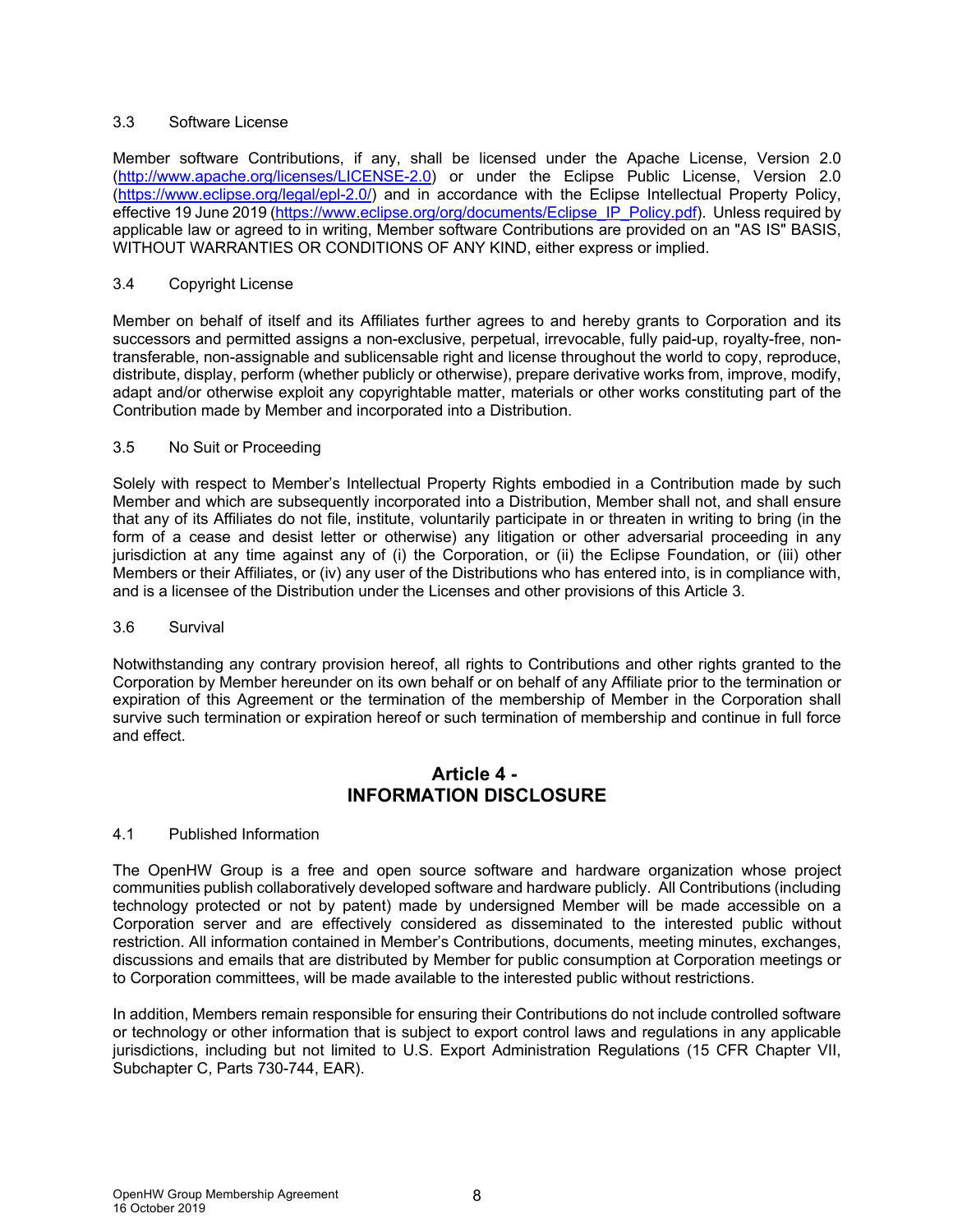### 3.3 Software License

Member software Contributions, if any, shall be licensed under the Apache License, Version 2.0 (http://www.apache.org/licenses/LICENSE-2.0) or under the Eclipse Public License, Version 2.0 (https://www.eclipse.org/legal/epl-2.0/) and in accordance with the Eclipse Intellectual Property Policy, effective 19 June 2019 (https://www.eclipse.org/org/documents/Eclipse_IP_Policy.pdf). Unless required by applicable law or agreed to in writing, Member software Contributions are provided on an "AS IS" BASIS, WITHOUT WARRANTIES OR CONDITIONS OF ANY KIND, either express or implied.

### 3.4 Copyright License

Member on behalf of itself and its Affiliates further agrees to and hereby grants to Corporation and its successors and permitted assigns a non-exclusive, perpetual, irrevocable, fully paid-up, royalty-free, non-transferable, non-assignable and sublicensable right and license throughout the world to copy, reproduce, distribute, display, perform (whether publicly or otherwise), prepare derivative works from, improve, modify, adapt and/or otherwise exploit any copyrightable matter, materials or other works constituting part of the Contribution made by Member and incorporated into a Distribution.

### 3.5 No Suit or Proceeding

Solely with respect to Member's Intellectual Property Rights embodied in a Contribution made by such Member and which are subsequently incorporated into a Distribution, Member shall not, and shall ensure that any of its Affiliates do not file, institute, voluntarily participate in or threaten in writing to bring (in the form of a cease and desist letter or otherwise) any litigation or other adversarial proceeding in any jurisdiction at any time against any of (i) the Corporation, or (ii) the Eclipse Foundation, or (iii) other Members or their Affiliates, or (iv) any user of the Distributions who has entered into, is in compliance with, and is a licensee of the Distribution under the Licenses and other provisions of this Article 3.

### 3.6 Survival

Notwithstanding any contrary provision hereof, all rights to Contributions and other rights granted to the Corporation by Member hereunder on its own behalf or on behalf of any Affiliate prior to the termination or expiration of this Agreement or the termination of the membership of Member in the Corporation shall survive such termination or expiration hereof or such termination of membership and continue in full force and effect.

## Article 4 - INFORMATION DISCLOSURE

### 4.1 Published Information

The OpenHW Group is a free and open source software and hardware organization whose project communities publish collaboratively developed software and hardware publicly. All Contributions (including technology protected or not by patent) made by undersigned Member will be made accessible on a Corporation server and are effectively considered as disseminated to the interested public without restriction. All information contained in Member's Contributions, documents, meeting minutes, exchanges, discussions and emails that are distributed by Member for public consumption at Corporation meetings or to Corporation committees, will be made available to the interested public without restrictions.

In addition, Members remain responsible for ensuring their Contributions do not include controlled software or technology or other information that is subject to export control laws and regulations in any applicable jurisdictions, including but not limited to U.S. Export Administration Regulations (15 CFR Chapter VII, Subchapter C, Parts 730-744, EAR).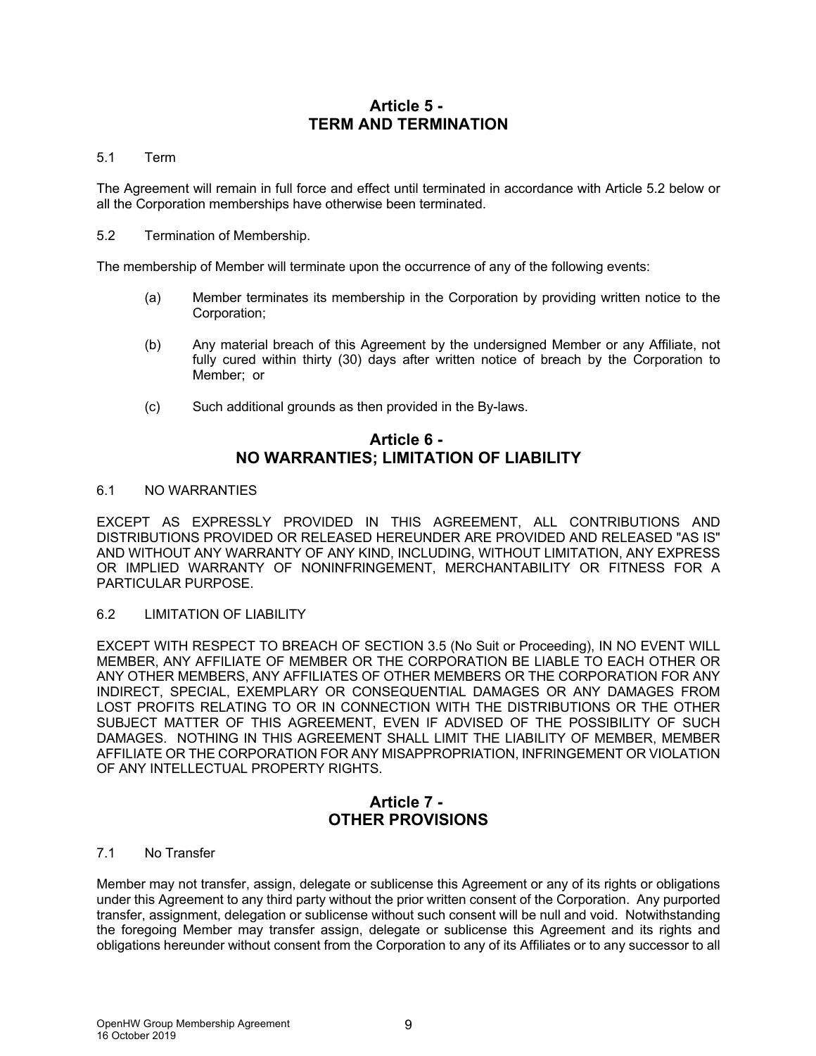## Article 5 - TERM AND TERMINATION

5.1 Term

The Agreement will remain in full force and effect until terminated in accordance with Article 5.2 below or all the Corporation memberships have otherwise been terminated.

5.2 Termination of Membership.

The membership of Member will terminate upon the occurrence of any of the following events:

(a) Member terminates its membership in the Corporation by providing written notice to the Corporation;

(b) Any material breach of this Agreement by the undersigned Member or any Affiliate, not fully cured within thirty (30) days after written notice of breach by the Corporation to Member; or

(c) Such additional grounds as then provided in the By-laws.

## Article 6 - NO WARRANTIES; LIMITATION OF LIABILITY

6.1 NO WARRANTIES

EXCEPT AS EXPRESSLY PROVIDED IN THIS AGREEMENT, ALL CONTRIBUTIONS AND DISTRIBUTIONS PROVIDED OR RELEASED HEREUNDER ARE PROVIDED AND RELEASED "AS IS" AND WITHOUT ANY WARRANTY OF ANY KIND, INCLUDING, WITHOUT LIMITATION, ANY EXPRESS OR IMPLIED WARRANTY OF NONINFRINGEMENT, MERCHANTABILITY OR FITNESS FOR A PARTICULAR PURPOSE.

6.2 LIMITATION OF LIABILITY

EXCEPT WITH RESPECT TO BREACH OF SECTION 3.5 (No Suit or Proceeding), IN NO EVENT WILL MEMBER, ANY AFFILIATE OF MEMBER OR THE CORPORATION BE LIABLE TO EACH OTHER OR ANY OTHER MEMBERS, ANY AFFILIATES OF OTHER MEMBERS OR THE CORPORATION FOR ANY INDIRECT, SPECIAL, EXEMPLARY OR CONSEQUENTIAL DAMAGES OR ANY DAMAGES FROM LOST PROFITS RELATING TO OR IN CONNECTION WITH THE DISTRIBUTIONS OR THE OTHER SUBJECT MATTER OF THIS AGREEMENT, EVEN IF ADVISED OF THE POSSIBILITY OF SUCH DAMAGES. NOTHING IN THIS AGREEMENT SHALL LIMIT THE LIABILITY OF MEMBER, MEMBER AFFILIATE OR THE CORPORATION FOR ANY MISAPPROPRIATION, INFRINGEMENT OR VIOLATION OF ANY INTELLECTUAL PROPERTY RIGHTS.

## Article 7 - OTHER PROVISIONS

7.1 No Transfer

Member may not transfer, assign, delegate or sublicense this Agreement or any of its rights or obligations under this Agreement to any third party without the prior written consent of the Corporation. Any purported transfer, assignment, delegation or sublicense without such consent will be null and void. Notwithstanding the foregoing Member may transfer assign, delegate or sublicense this Agreement and its rights and obligations hereunder without consent from the Corporation to any of its Affiliates or to any successor to all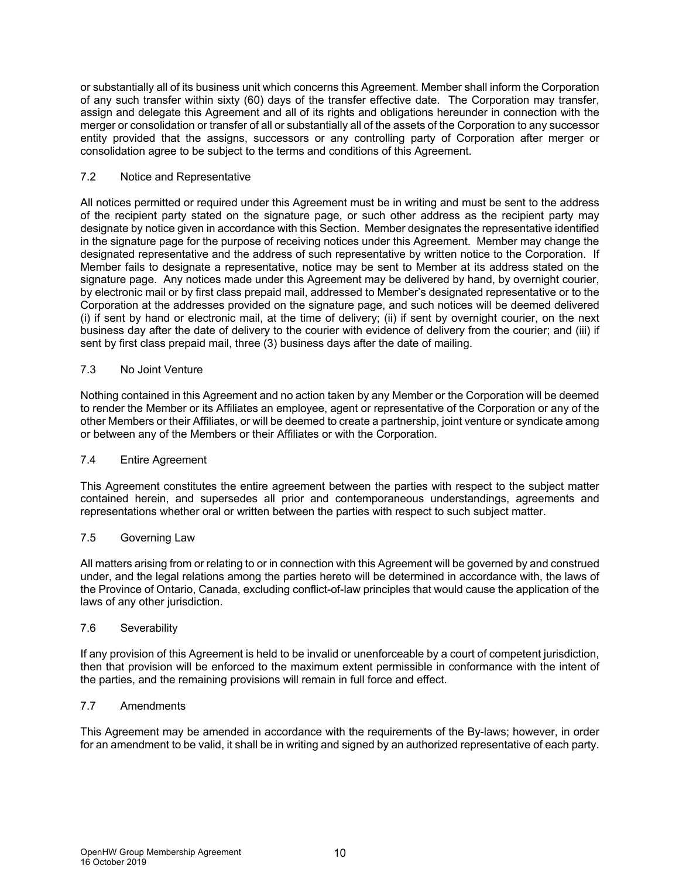or substantially all of its business unit which concerns this Agreement. Member shall inform the Corporation of any such transfer within sixty (60) days of the transfer effective date. The Corporation may transfer, assign and delegate this Agreement and all of its rights and obligations hereunder in connection with the merger or consolidation or transfer of all or substantially all of the assets of the Corporation to any successor entity provided that the assigns, successors or any controlling party of Corporation after merger or consolidation agree to be subject to the terms and conditions of this Agreement.

### 7.2 Notice and Representative

All notices permitted or required under this Agreement must be in writing and must be sent to the address of the recipient party stated on the signature page, or such other address as the recipient party may designate by notice given in accordance with this Section. Member designates the representative identified in the signature page for the purpose of receiving notices under this Agreement. Member may change the designated representative and the address of such representative by written notice to the Corporation. If Member fails to designate a representative, notice may be sent to Member at its address stated on the signature page. Any notices made under this Agreement may be delivered by hand, by overnight courier, by electronic mail or by first class prepaid mail, addressed to Member's designated representative or to the Corporation at the addresses provided on the signature page, and such notices will be deemed delivered (i) if sent by hand or electronic mail, at the time of delivery; (ii) if sent by overnight courier, on the next business day after the date of delivery to the courier with evidence of delivery from the courier; and (iii) if sent by first class prepaid mail, three (3) business days after the date of mailing.

### 7.3 No Joint Venture

Nothing contained in this Agreement and no action taken by any Member or the Corporation will be deemed to render the Member or its Affiliates an employee, agent or representative of the Corporation or any of the other Members or their Affiliates, or will be deemed to create a partnership, joint venture or syndicate among or between any of the Members or their Affiliates or with the Corporation.

### 7.4 Entire Agreement

This Agreement constitutes the entire agreement between the parties with respect to the subject matter contained herein, and supersedes all prior and contemporaneous understandings, agreements and representations whether oral or written between the parties with respect to such subject matter.

### 7.5 Governing Law

All matters arising from or relating to or in connection with this Agreement will be governed by and construed under, and the legal relations among the parties hereto will be determined in accordance with, the laws of the Province of Ontario, Canada, excluding conflict-of-law principles that would cause the application of the laws of any other jurisdiction.

### 7.6 Severability

If any provision of this Agreement is held to be invalid or unenforceable by a court of competent jurisdiction, then that provision will be enforced to the maximum extent permissible in conformance with the intent of the parties, and the remaining provisions will remain in full force and effect.

### 7.7 Amendments

This Agreement may be amended in accordance with the requirements of the By-laws; however, in order for an amendment to be valid, it shall be in writing and signed by an authorized representative of each party.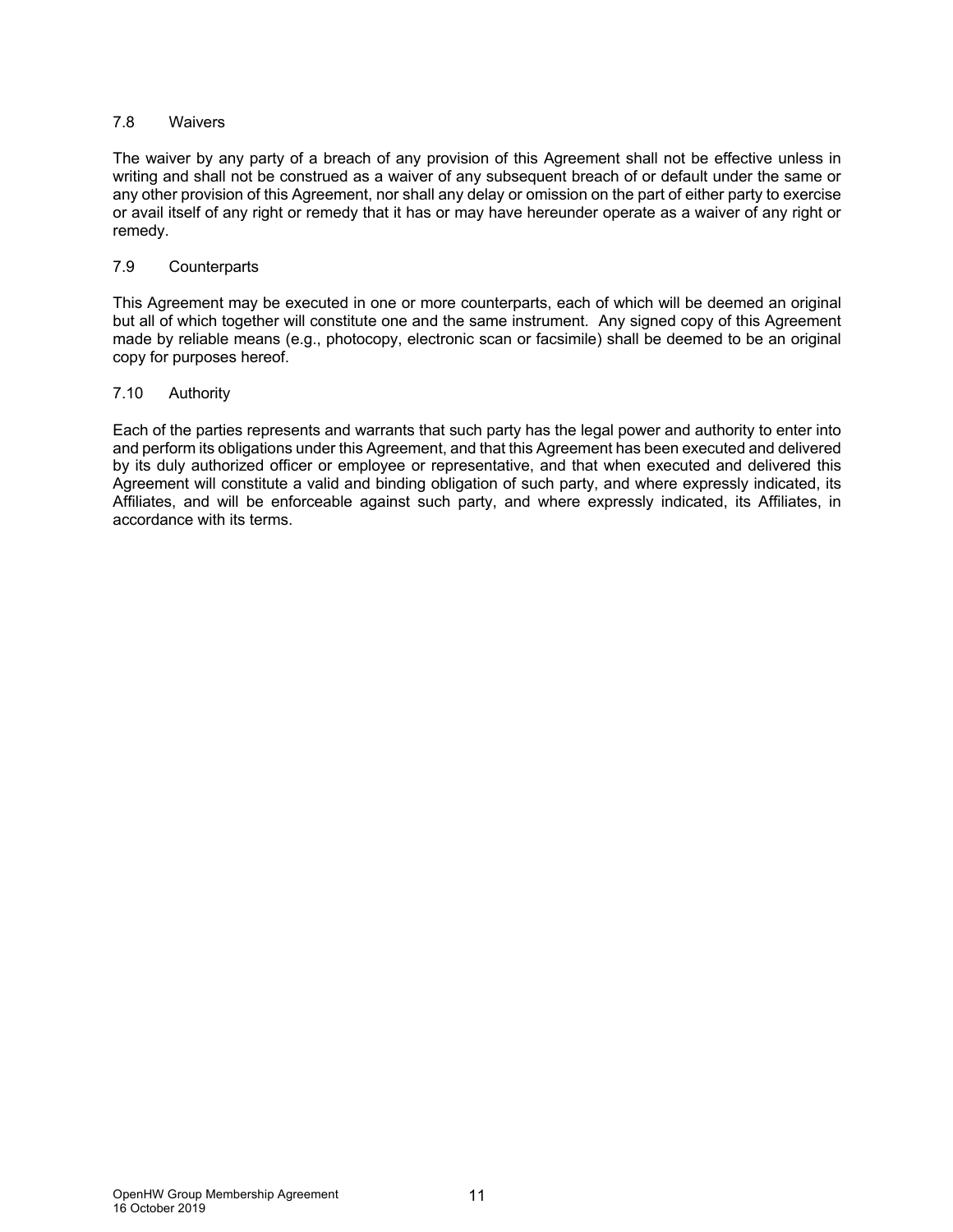### 7.8 Waivers

The waiver by any party of a breach of any provision of this Agreement shall not be effective unless in writing and shall not be construed as a waiver of any subsequent breach of or default under the same or any other provision of this Agreement, nor shall any delay or omission on the part of either party to exercise or avail itself of any right or remedy that it has or may have hereunder operate as a waiver of any right or remedy.

### 7.9 Counterparts

This Agreement may be executed in one or more counterparts, each of which will be deemed an original but all of which together will constitute one and the same instrument. Any signed copy of this Agreement made by reliable means (e.g., photocopy, electronic scan or facsimile) shall be deemed to be an original copy for purposes hereof.

### 7.10 Authority

Each of the parties represents and warrants that such party has the legal power and authority to enter into and perform its obligations under this Agreement, and that this Agreement has been executed and delivered by its duly authorized officer or employee or representative, and that when executed and delivered this Agreement will constitute a valid and binding obligation of such party, and where expressly indicated, its Affiliates, and will be enforceable against such party, and where expressly indicated, its Affiliates, in accordance with its terms.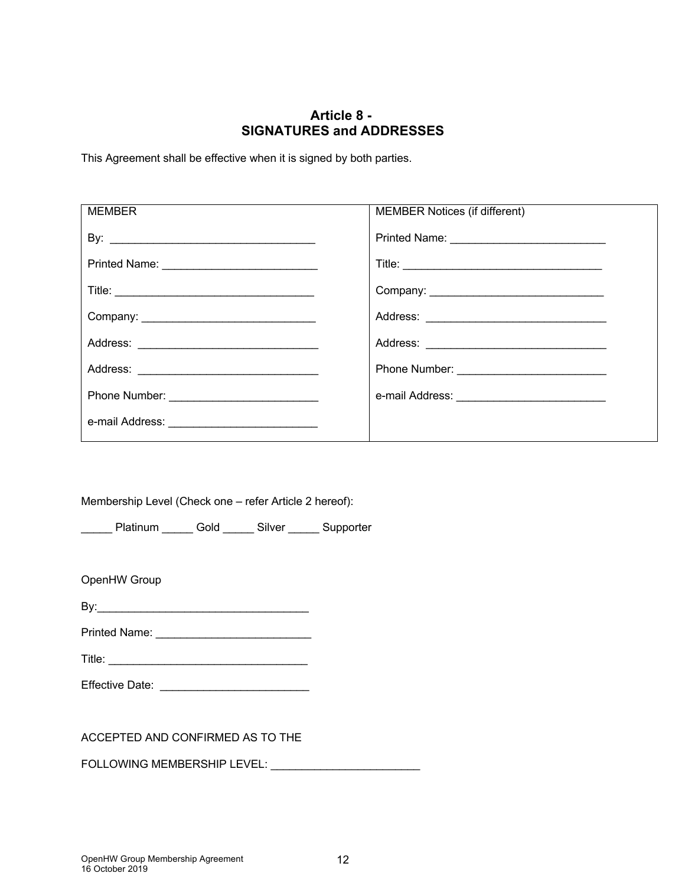## Article 8 -
## SIGNATURES and ADDRESSES

This Agreement shall be effective when it is signed by both parties.

| MEMBER | MEMBER Notices (if different) |
|---|---|
| By: ________________________________ | Printed Name: ________________________ |
| Printed Name: ________________________ | Title: ________________________________ |
| Title: ________________________________ | Company: ___________________________ |
| Company: ___________________________ | Address: ____________________________ |
| Address: ____________________________ | Address: ____________________________ |
| Address: ____________________________ | Phone Number: _______________________ |
| Phone Number: _______________________ | e-mail Address: _______________________ |
| e-mail Address: _______________________ | |

Membership Level (Check one – refer Article 2 hereof):

_____ Platinum _____ Gold _____ Silver _____ Supporter

OpenHW Group

By:_________________________________

Printed Name: ________________________

Title: ________________________________

Effective Date: _______________________

ACCEPTED AND CONFIRMED AS TO THE

FOLLOWING MEMBERSHIP LEVEL: _______________________